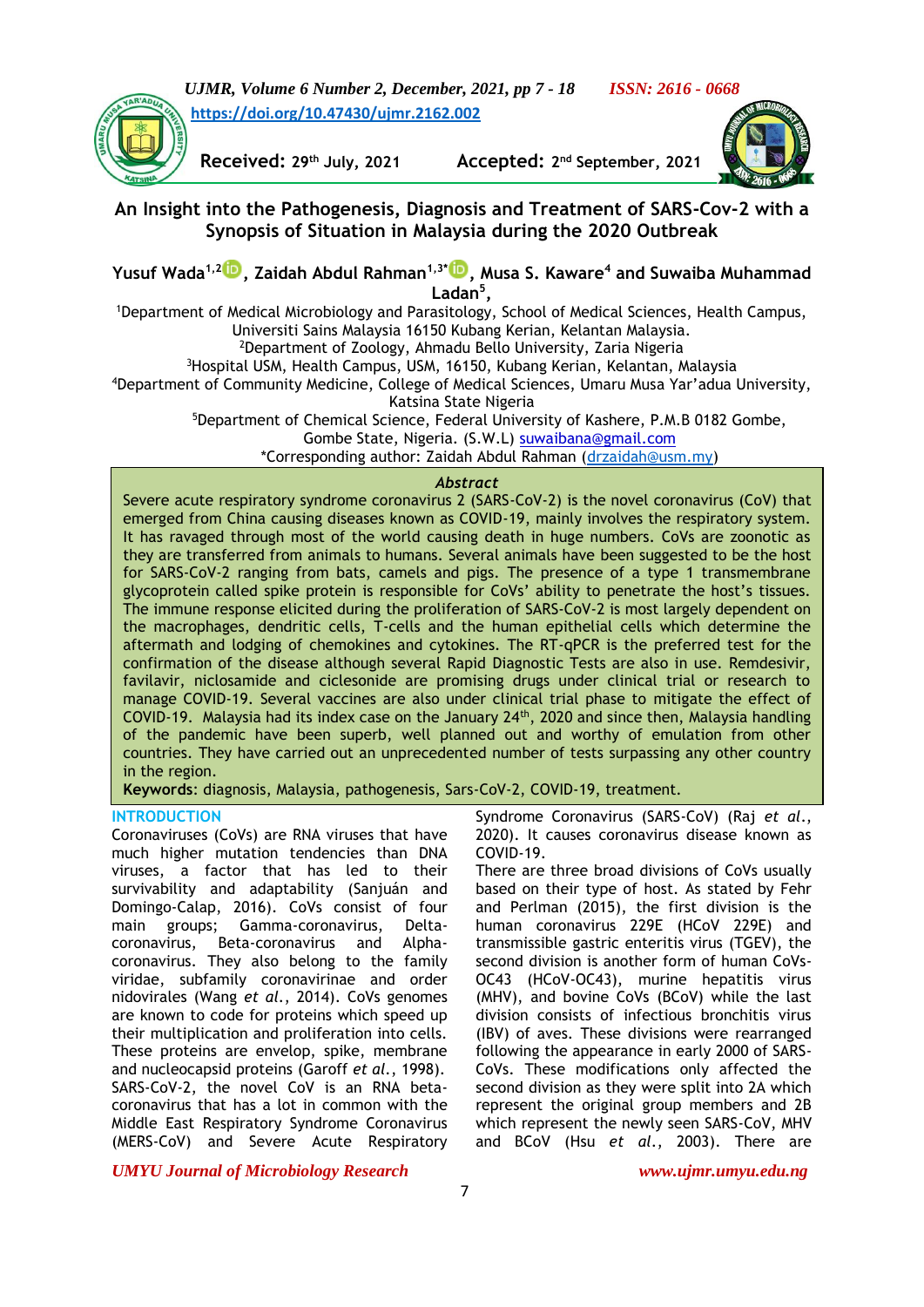https://doi.org/10.47430/ujmr.2162.002

Received: 29th July, 2021 Accepted: 2nd September, 2021

# An Insight into the Pathogenesis, Diagnosis and Treatment of SARS-Cov-2 with a Synopsis of Situation in Malaysia during the 2020 Outbreak

**Yusuf Wada[1,2], Zaidah Abdul Rahman[1,3*], Musa S. Kaware[4] and Suwaiba Muhammad Ladan[5],**

[1]Department of Medical Microbiology and Parasitology, School of Medical Sciences, Health Campus, Universiti Sains Malaysia 16150 Kubang Kerian, Kelantan Malaysia.
[2]Department of Zoology, Ahmadu Bello University, Zaria Nigeria
[3]Hospital USM, Health Campus, USM, 16150, Kubang Kerian, Kelantan, Malaysia
[4]Department of Community Medicine, College of Medical Sciences, Umaru Musa Yar'adua University, Katsina State Nigeria
[5]Department of Chemical Science, Federal University of Kashere, P.M.B 0182 Gombe, Gombe State, Nigeria. (S.W.L) suwaibana@gmail.com
*Corresponding author: Zaidah Abdul Rahman (drzaidah@usm.my)

*Abstract*

Severe acute respiratory syndrome coronavirus 2 (SARS-CoV-2) is the novel coronavirus (CoV) that emerged from China causing diseases known as COVID-19, mainly involves the respiratory system. It has ravaged through most of the world causing death in huge numbers. CoVs are zoonotic as they are transferred from animals to humans. Several animals have been suggested to be the host for SARS-CoV-2 ranging from bats, camels and pigs. The presence of a type 1 transmembrane glycoprotein called spike protein is responsible for CoVs' ability to penetrate the host's tissues. The immune response elicited during the proliferation of SARS-CoV-2 is most largely dependent on the macrophages, dendritic cells, T-cells and the human epithelial cells which determine the aftermath and lodging of chemokines and cytokines. The RT-qPCR is the preferred test for the confirmation of the disease although several Rapid Diagnostic Tests are also in use. Remdesivir, favilavir, niclosamide and ciclesonide are promising drugs under clinical trial or research to manage COVID-19. Several vaccines are also under clinical trial phase to mitigate the effect of COVID-19. Malaysia had its index case on the January 24th, 2020 and since then, Malaysia handling of the pandemic have been superb, well planned out and worthy of emulation from other countries. They have carried out an unprecedented number of tests surpassing any other country in the region.

**Keywords**: diagnosis, Malaysia, pathogenesis, Sars-CoV-2, COVID-19, treatment.

## INTRODUCTION

Coronaviruses (CoVs) are RNA viruses that have much higher mutation tendencies than DNA viruses, a factor that has led to their survivability and adaptability (Sanjuán and Domingo-Calap, 2016). CoVs consist of four main groups; Gamma-coronavirus, Delta-coronavirus, Beta-coronavirus and Alpha-coronavirus. They also belong to the family viridae, subfamily coronavirinae and order nidovirales (Wang *et al.*, 2014). CoVs genomes are known to code for proteins which speed up their multiplication and proliferation into cells. These proteins are envelop, spike, membrane and nucleocapsid proteins (Garoff *et al.*, 1998). SARS-CoV-2, the novel CoV is an RNA beta-coronavirus that has a lot in common with the Middle East Respiratory Syndrome Coronavirus (MERS-CoV) and Severe Acute Respiratory Syndrome Coronavirus (SARS-CoV) (Raj *et al.*, 2020). It causes coronavirus disease known as COVID-19.

There are three broad divisions of CoVs usually based on their type of host. As stated by Fehr and Perlman (2015), the first division is the human coronavirus 229E (HCoV 229E) and transmissible gastric enteritis virus (TGEV), the second division is another form of human CoVs-OC43 (HCoV-OC43), murine hepatitis virus (MHV), and bovine CoVs (BCoV) while the last division consists of infectious bronchitis virus (IBV) of aves. These divisions were rearranged following the appearance in early 2000 of SARS-CoVs. These modifications only affected the second division as they were split into 2A which represent the original group members and 2B which represent the newly seen SARS-CoV, MHV and BCoV (Hsu *et al.*, 2003). There are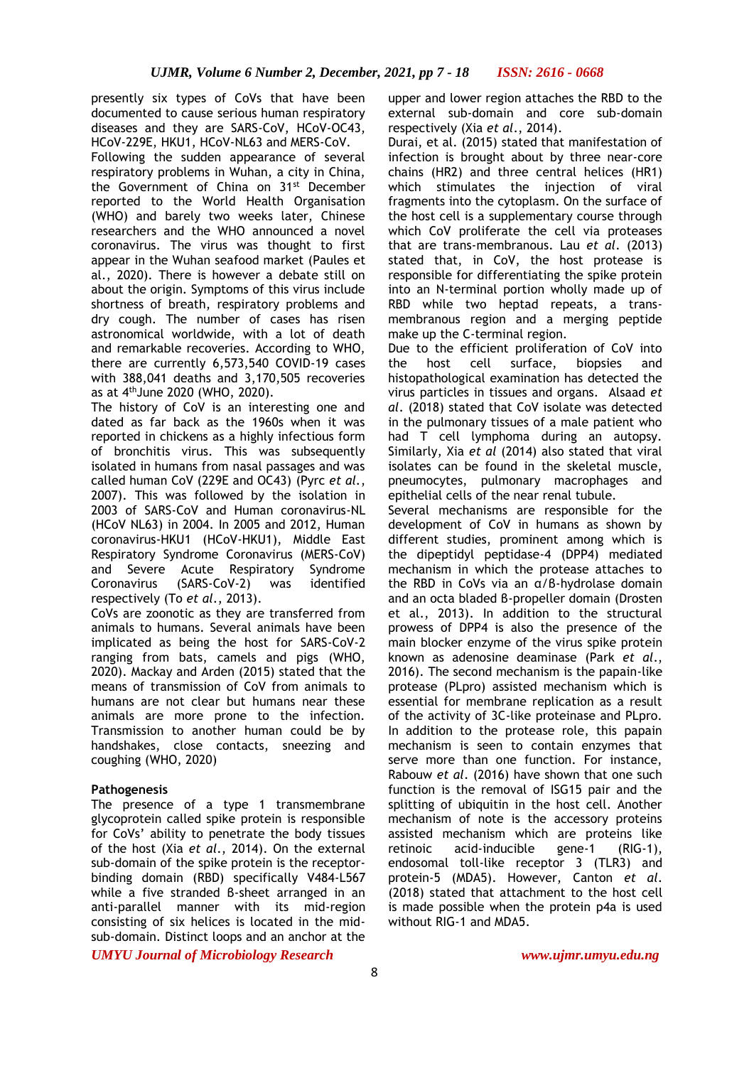presently six types of CoVs that have been documented to cause serious human respiratory diseases and they are SARS-CoV, HCoV-OC43, HCoV-229E, HKU1, HCoV-NL63 and MERS-CoV.

Following the sudden appearance of several respiratory problems in Wuhan, a city in China, the Government of China on 31st December reported to the World Health Organisation (WHO) and barely two weeks later, Chinese researchers and the WHO announced a novel coronavirus. The virus was thought to first appear in the Wuhan seafood market (Paules et al., 2020). There is however a debate still on about the origin. Symptoms of this virus include shortness of breath, respiratory problems and dry cough. The number of cases has risen astronomical worldwide, with a lot of death and remarkable recoveries. According to WHO, there are currently 6,573,540 COVID-19 cases with 388,041 deaths and 3,170,505 recoveries as at 4th June 2020 (WHO, 2020).

The history of CoV is an interesting one and dated as far back as the 1960s when it was reported in chickens as a highly infectious form of bronchitis virus. This was subsequently isolated in humans from nasal passages and was called human CoV (229E and OC43) (Pyrc *et al.*, 2007). This was followed by the isolation in 2003 of SARS-CoV and Human coronavirus-NL (HCoV NL63) in 2004. In 2005 and 2012, Human coronavirus-HKU1 (HCoV-HKU1), Middle East Respiratory Syndrome Coronavirus (MERS-CoV) and Severe Acute Respiratory Syndrome Coronavirus (SARS-CoV-2) was identified respectively (To *et al.*, 2013).

CoVs are zoonotic as they are transferred from animals to humans. Several animals have been implicated as being the host for SARS-CoV-2 ranging from bats, camels and pigs (WHO, 2020). Mackay and Arden (2015) stated that the means of transmission of CoV from animals to humans are not clear but humans near these animals are more prone to the infection. Transmission to another human could be by handshakes, close contacts, sneezing and coughing (WHO, 2020)

**Pathogenesis**

The presence of a type 1 transmembrane glycoprotein called spike protein is responsible for CoVs' ability to penetrate the body tissues of the host (Xia *et al.*, 2014). On the external sub-domain of the spike protein is the receptor-binding domain (RBD) specifically V484-L567 while a five stranded β-sheet arranged in an anti-parallel manner with its mid-region consisting of six helices is located in the mid-sub-domain. Distinct loops and an anchor at the upper and lower region attaches the RBD to the external sub-domain and core sub-domain respectively (Xia *et al.*, 2014).

Durai, et al. (2015) stated that manifestation of infection is brought about by three near-core chains (HR2) and three central helices (HR1) which stimulates the injection of viral fragments into the cytoplasm. On the surface of the host cell is a supplementary course through which CoV proliferate the cell via proteases that are trans-membranous. Lau *et al.* (2013) stated that, in CoV, the host protease is responsible for differentiating the spike protein into an N-terminal portion wholly made up of RBD while two heptad repeats, a trans-membranous region and a merging peptide make up the C-terminal region.

Due to the efficient proliferation of CoV into the host cell surface, biopsies and histopathological examination has detected the virus particles in tissues and organs. Alsaad *et al.* (2018) stated that CoV isolate was detected in the pulmonary tissues of a male patient who had T cell lymphoma during an autopsy. Similarly, Xia *et al* (2014) also stated that viral isolates can be found in the skeletal muscle, pneumocytes, pulmonary macrophages and epithelial cells of the near renal tubule.

Several mechanisms are responsible for the development of CoV in humans as shown by different studies, prominent among which is the dipeptidyl peptidase-4 (DPP4) mediated mechanism in which the protease attaches to the RBD in CoVs via an α/β-hydrolase domain and an octa bladed β-propeller domain (Drosten et al., 2013). In addition to the structural prowess of DPP4 is also the presence of the main blocker enzyme of the virus spike protein known as adenosine deaminase (Park *et al.*, 2016). The second mechanism is the papain-like protease (PLpro) assisted mechanism which is essential for membrane replication as a result of the activity of 3C-like proteinase and PLpro. In addition to the protease role, this papain mechanism is seen to contain enzymes that serve more than one function. For instance, Rabouw *et al.* (2016) have shown that one such function is the removal of ISG15 pair and the splitting of ubiquitin in the host cell. Another mechanism of note is the accessory proteins assisted mechanism which are proteins like retinoic acid-inducible gene-1 (RIG-1), endosomal toll-like receptor 3 (TLR3) and protein-5 (MDA5). However, Canton *et al.* (2018) stated that attachment to the host cell is made possible when the protein p4a is used without RIG-1 and MDA5.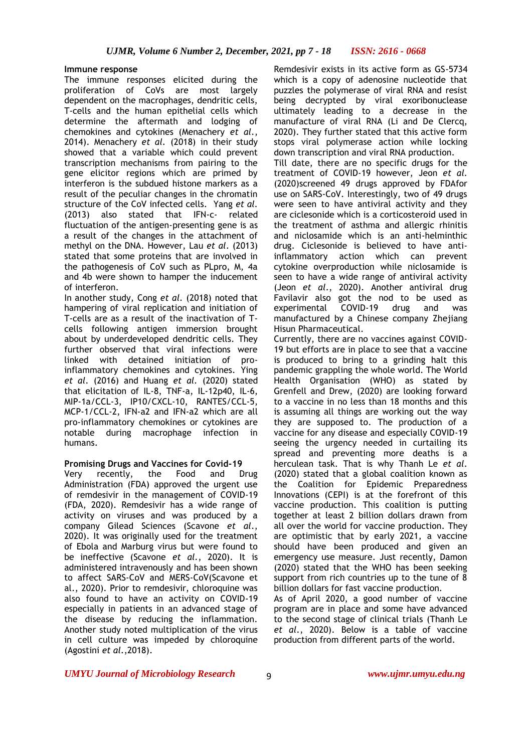**Immune response**

The immune responses elicited during the proliferation of CoVs are most largely dependent on the macrophages, dendritic cells, T-cells and the human epithelial cells which determine the aftermath and lodging of chemokines and cytokines (Menachery *et al.*, 2014). Menachery *et al.* (2018) in their study showed that a variable which could prevent transcription mechanisms from pairing to the gene elicitor regions which are primed by interferon is the subdued histone markers as a result of the peculiar changes in the chromatin structure of the CoV infected cells. Yang *et al.* (2013) also stated that IFN-c- related fluctuation of the antigen-presenting gene is as a result of the changes in the attachment of methyl on the DNA. However, Lau *et al.* (2013) stated that some proteins that are involved in the pathogenesis of CoV such as PLpro, M, 4a and 4b were shown to hamper the inducement of interferon.

In another study, Cong *et al.* (2018) noted that hampering of viral replication and initiation of T-cells are as a result of the inactivation of T-cells following antigen immersion brought about by underdeveloped dendritic cells. They further observed that viral infections were linked with detained initiation of pro-inflammatory chemokines and cytokines. Ying *et al.* (2016) and Huang *et al.* (2020) stated that elicitation of IL-8, TNF-a, IL-12p40, IL-6, MIP-1a/CCL-3, IP10/CXCL-10, RANTES/CCL-5, MCP-1/CCL-2, IFN-a2 and IFN-a2 which are all pro-inflammatory chemokines or cytokines are notable during macrophage infection in humans.

**Promising Drugs and Vaccines for Covid-19**

Very recently, the Food and Drug Administration (FDA) approved the urgent use of remdesivir in the management of COVID-19 (FDA, 2020). Remdesivir has a wide range of activity on viruses and was produced by a company Gilead Sciences (Scavone *et al*., 2020). It was originally used for the treatment of Ebola and Marburg virus but were found to be ineffective (Scavone *et al.*, 2020). It is administered intravenously and has been shown to affect SARS-CoV and MERS-CoV(Scavone et al., 2020). Prior to remdesivir, chloroquine was also found to have an activity on COVID-19 especially in patients in an advanced stage of the disease by reducing the inflammation. Another study noted multiplication of the virus in cell culture was impeded by chloroquine (Agostini *et al.*,2018).

Remdesivir exists in its active form as GS-5734 which is a copy of adenosine nucleotide that puzzles the polymerase of viral RNA and resist being decrypted by viral exoribonuclease ultimately leading to a decrease in the manufacture of viral RNA (Li and De Clercq, 2020). They further stated that this active form stops viral polymerase action while locking down transcription and viral RNA production.

Till date, there are no specific drugs for the treatment of COVID-19 however, Jeon *et al.* (2020)screened 49 drugs approved by FDAfor use on SARS-CoV. Interestingly, two of 49 drugs were seen to have antiviral activity and they are ciclesonide which is a corticosteroid used in the treatment of asthma and allergic rhinitis and niclosamide which is an anti-helminthic drug. Ciclesonide is believed to have anti-inflammatory action which can prevent cytokine overproduction while niclosamide is seen to have a wide range of antiviral activity (Jeon *et al.*, 2020). Another antiviral drug Favilavir also got the nod to be used as experimental COVID-19 drug and was manufactured by a Chinese company Zhejiang Hisun Pharmaceutical.

Currently, there are no vaccines against COVID-19 but efforts are in place to see that a vaccine is produced to bring to a grinding halt this pandemic grappling the whole world. The World Health Organisation (WHO) as stated by Grenfell and Drew, (2020) are looking forward to a vaccine in no less than 18 months and this is assuming all things are working out the way they are supposed to. The production of a vaccine for any disease and especially COVID-19 seeing the urgency needed in curtailing its spread and preventing more deaths is a herculean task. That is why Thanh Le *et al.* (2020) stated that a global coalition known as the Coalition for Epidemic Preparedness Innovations (CEPI) is at the forefront of this vaccine production. This coalition is putting together at least 2 billion dollars drawn from all over the world for vaccine production. They are optimistic that by early 2021, a vaccine should have been produced and given an emergency use measure. Just recently, Damon (2020) stated that the WHO has been seeking support from rich countries up to the tune of 8 billion dollars for fast vaccine production.

As of April 2020, a good number of vaccine program are in place and some have advanced to the second stage of clinical trials (Thanh Le *et al.*, 2020). Below is a table of vaccine production from different parts of the world.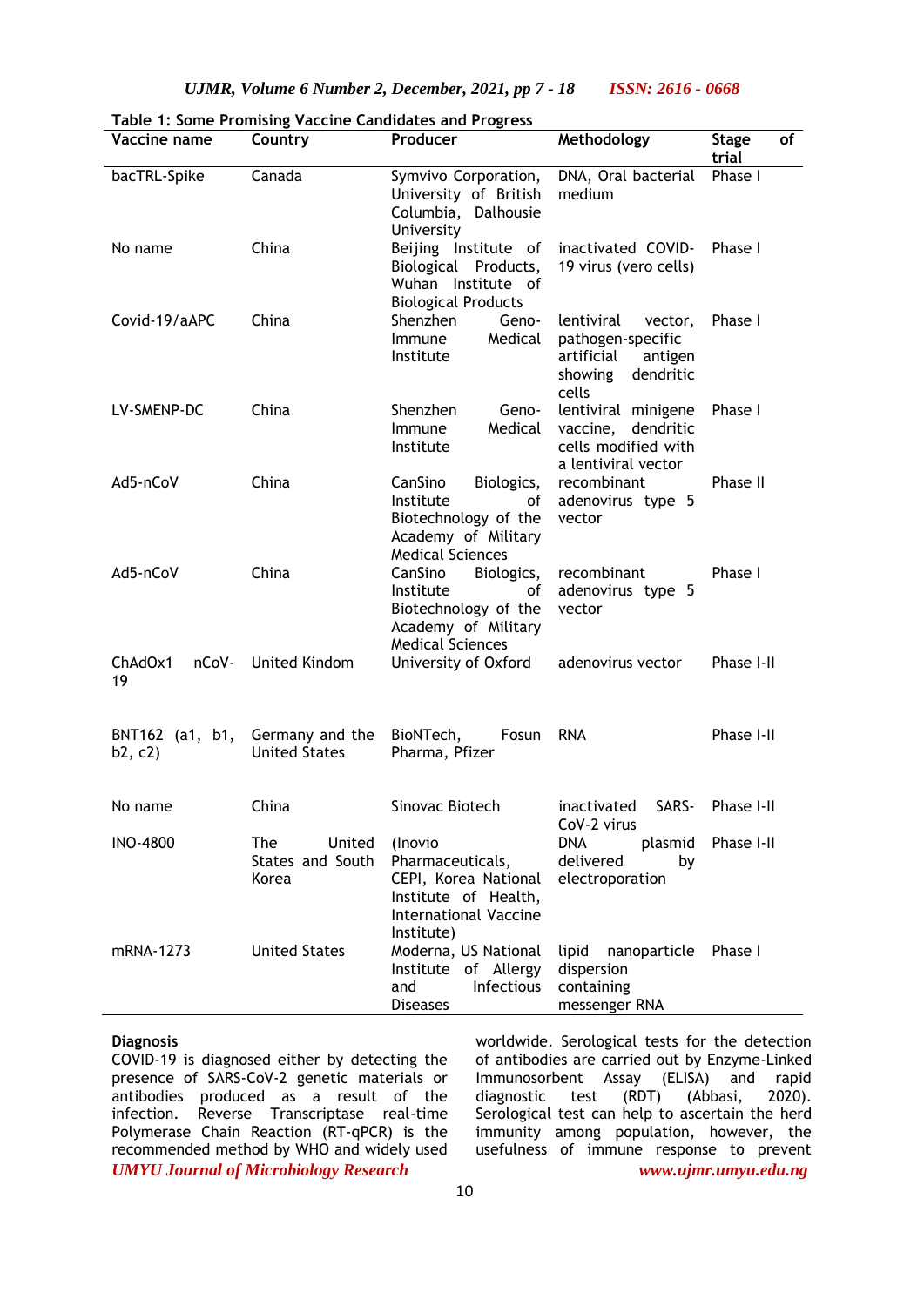**Table 1: Some Promising Vaccine Candidates and Progress**

| Vaccine name | Country | Producer | Methodology | Stage of trial |
|---|---|---|---|---|
| bacTRL-Spike | Canada | Symvivo Corporation, University of British Columbia, Dalhousie University | DNA, Oral bacterial medium | Phase I |
| No name | China | Beijing Institute of Biological Products, Wuhan Institute of Biological Products | inactivated COVID-19 virus (vero cells) | Phase I |
| Covid-19/aAPC | China | Shenzhen Geno-Immune Medical Institute | lentiviral vector, pathogen-specific artificial antigen showing dendritic cells | Phase I |
| LV-SMENP-DC | China | Shenzhen Geno-Immune Medical Institute | lentiviral minigene vaccine, dendritic cells modified with a lentiviral vector | Phase I |
| Ad5-nCoV | China | CanSino Biologics, Institute of Biotechnology of the Academy of Military Medical Sciences | recombinant adenovirus type 5 vector | Phase II |
| Ad5-nCoV | China | CanSino Biologics, Institute of Biotechnology of the Academy of Military Medical Sciences | recombinant adenovirus type 5 vector | Phase I |
| ChAdOx1 nCoV-19 | United Kindom | University of Oxford | adenovirus vector | Phase I-II |
| BNT162 (a1, b1, b2, c2) | Germany and the United States | BioNTech, Fosun Pharma, Pfizer | RNA | Phase I-II |
| No name | China | Sinovac Biotech | inactivated SARS-CoV-2 virus | Phase I-II |
| INO-4800 | The United States and South Korea | (Inovio Pharmaceuticals, CEPI, Korea National Institute of Health, International Vaccine Institute) | DNA plasmid delivered by electroporation | Phase I-II |
| mRNA-1273 | United States | Moderna, US National Institute of Allergy and Infectious Diseases | lipid nanoparticle dispersion containing messenger RNA | Phase I |

**Diagnosis**

COVID-19 is diagnosed either by detecting the presence of SARS-CoV-2 genetic materials or antibodies produced as a result of the infection. Reverse Transcriptase real-time Polymerase Chain Reaction (RT-qPCR) is the recommended method by WHO and widely used worldwide. Serological tests for the detection of antibodies are carried out by Enzyme-Linked Immunosorbent Assay (ELISA) and rapid diagnostic test (RDT) (Abbasi, 2020). Serological test can help to ascertain the herd immunity among population, however, the usefulness of immune response to prevent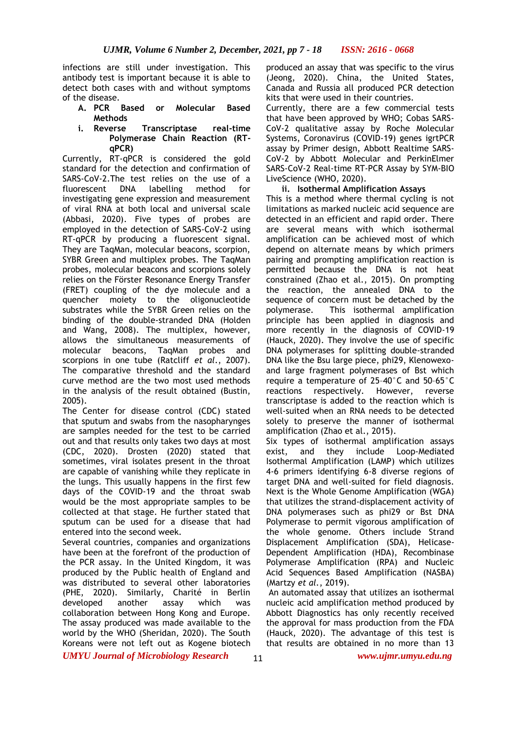infections are still under investigation. This antibody test is important because it is able to detect both cases with and without symptoms of the disease.

### A. PCR Based or Molecular Based Methods

#### i. Reverse Transcriptase real-time Polymerase Chain Reaction (RT-qPCR)

Currently, RT-qPCR is considered the gold standard for the detection and confirmation of SARS-CoV-2.The test relies on the use of a fluorescent DNA labelling method for investigating gene expression and measurement of viral RNA at both local and universal scale (Abbasi, 2020). Five types of probes are employed in the detection of SARS-CoV-2 using RT-qPCR by producing a fluorescent signal. They are TaqMan, molecular beacons, scorpion, SYBR Green and multiplex probes. The TaqMan probes, molecular beacons and scorpions solely relies on the Förster Resonance Energy Transfer (FRET) coupling of the dye molecule and a quencher moiety to the oligonucleotide substrates while the SYBR Green relies on the binding of the double-stranded DNA (Holden and Wang, 2008). The multiplex, however, allows the simultaneous measurements of molecular beacons, TaqMan probes and scorpions in one tube (Ratcliff *et al.*, 2007). The comparative threshold and the standard curve method are the two most used methods in the analysis of the result obtained (Bustin, 2005).

The Center for disease control (CDC) stated that sputum and swabs from the nasopharynges are samples needed for the test to be carried out and that results only takes two days at most (CDC, 2020). Drosten (2020) stated that sometimes, viral isolates present in the throat are capable of vanishing while they replicate in the lungs. This usually happens in the first few days of the COVID-19 and the throat swab would be the most appropriate samples to be collected at that stage. He further stated that sputum can be used for a disease that had entered into the second week.

Several countries, companies and organizations have been at the forefront of the production of the PCR assay. In the United Kingdom, it was produced by the Public health of England and was distributed to several other laboratories (PHE, 2020). Similarly, Charité in Berlin developed another assay which was collaboration between Hong Kong and Europe. The assay produced was made available to the world by the WHO (Sheridan, 2020). The South Koreans were not left out as Kogene biotech produced an assay that was specific to the virus (Jeong, 2020). China, the United States, Canada and Russia all produced PCR detection kits that were used in their countries.

Currently, there are a few commercial tests that have been approved by WHO; Cobas SARS-CoV-2 qualitative assay by Roche Molecular Systems, Coronavirus (COVID-19) genes igrtPCR assay by Primer design, Abbott Realtime SARS-CoV-2 by Abbott Molecular and PerkinElmer SARS-CoV-2 Real-time RT-PCR Assay by SYM-BIO LiveScience (WHO, 2020).

#### ii. Isothermal Amplification Assays

This is a method where thermal cycling is not limitations as marked nucleic acid sequence are detected in an efficient and rapid order. There are several means with which isothermal amplification can be achieved most of which depend on alternate means by which primers pairing and prompting amplification reaction is permitted because the DNA is not heat constrained (Zhao et al., 2015). On prompting the reaction, the annealed DNA to the sequence of concern must be detached by the polymerase. This isothermal amplification principle has been applied in diagnosis and more recently in the diagnosis of COVID-19 (Hauck, 2020). They involve the use of specific DNA polymerases for splitting double-stranded DNA like the Bsu large piece, phi29, Klenowexo- and large fragment polymerases of Bst which require a temperature of 25–40°C and 50–65°C reactions respectively. However, reverse transcriptase is added to the reaction which is well-suited when an RNA needs to be detected solely to preserve the manner of isothermal amplification (Zhao et al., 2015).

Six types of isothermal amplification assays exist, and they include Loop-Mediated Isothermal Amplification (LAMP) which utilizes 4-6 primers identifying 6-8 diverse regions of target DNA and well-suited for field diagnosis. Next is the Whole Genome Amplification (WGA) that utilizes the strand-displacement activity of DNA polymerases such as phi29 or Bst DNA Polymerase to permit vigorous amplification of the whole genome. Others include Strand Displacement Amplification (SDA), Helicase-Dependent Amplification (HDA), Recombinase Polymerase Amplification (RPA) and Nucleic Acid Sequences Based Amplification (NASBA) (Martzy *et al.*, 2019).

An automated assay that utilizes an isothermal nucleic acid amplification method produced by Abbott Diagnostics has only recently received the approval for mass production from the FDA (Hauck, 2020). The advantage of this test is that results are obtained in no more than 13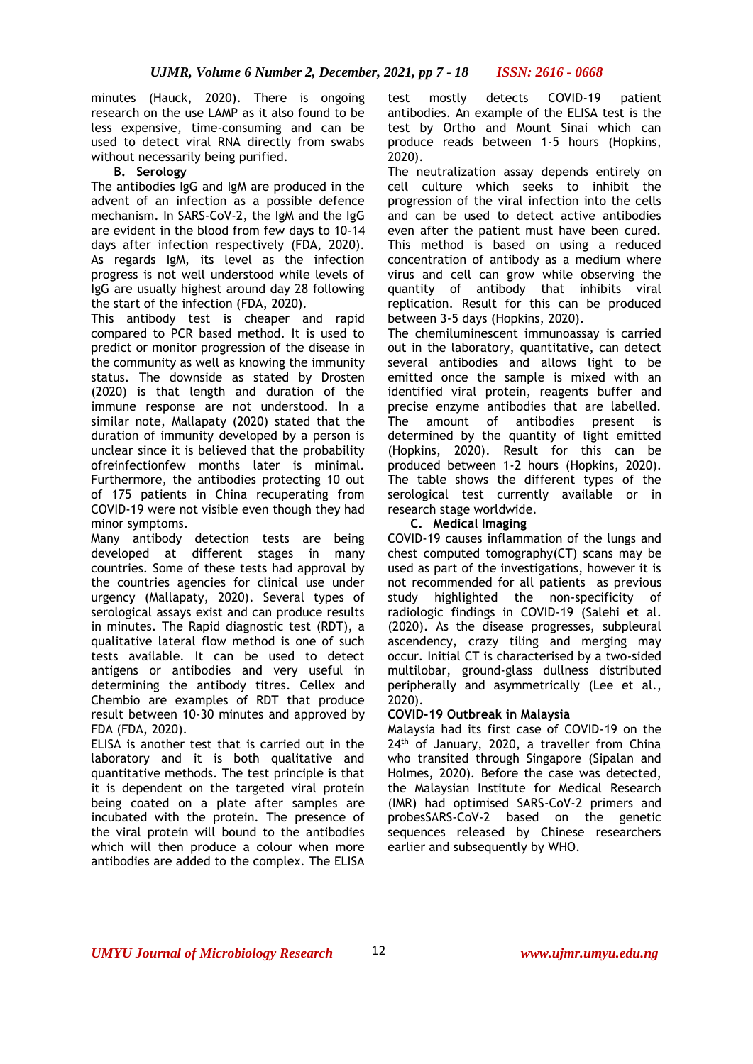minutes (Hauck, 2020). There is ongoing research on the use LAMP as it also found to be less expensive, time-consuming and can be used to detect viral RNA directly from swabs without necessarily being purified.

**B. Serology**

The antibodies IgG and IgM are produced in the advent of an infection as a possible defence mechanism. In SARS-CoV-2, the IgM and the IgG are evident in the blood from few days to 10-14 days after infection respectively (FDA, 2020). As regards IgM, its level as the infection progress is not well understood while levels of IgG are usually highest around day 28 following the start of the infection (FDA, 2020).

This antibody test is cheaper and rapid compared to PCR based method. It is used to predict or monitor progression of the disease in the community as well as knowing the immunity status. The downside as stated by Drosten (2020) is that length and duration of the immune response are not understood. In a similar note, Mallapaty (2020) stated that the duration of immunity developed by a person is unclear since it is believed that the probability ofreinfectionfew months later is minimal. Furthermore, the antibodies protecting 10 out of 175 patients in China recuperating from COVID-19 were not visible even though they had minor symptoms.

Many antibody detection tests are being developed at different stages in many countries. Some of these tests had approval by the countries agencies for clinical use under urgency (Mallapaty, 2020). Several types of serological assays exist and can produce results in minutes. The Rapid diagnostic test (RDT), a qualitative lateral flow method is one of such tests available. It can be used to detect antigens or antibodies and very useful in determining the antibody titres. Cellex and Chembio are examples of RDT that produce result between 10-30 minutes and approved by FDA (FDA, 2020).

ELISA is another test that is carried out in the laboratory and it is both qualitative and quantitative methods. The test principle is that it is dependent on the targeted viral protein being coated on a plate after samples are incubated with the protein. The presence of the viral protein will bound to the antibodies which will then produce a colour when more antibodies are added to the complex. The ELISA test mostly detects COVID-19 patient antibodies. An example of the ELISA test is the test by Ortho and Mount Sinai which can produce reads between 1-5 hours (Hopkins, 2020).

The neutralization assay depends entirely on cell culture which seeks to inhibit the progression of the viral infection into the cells and can be used to detect active antibodies even after the patient must have been cured. This method is based on using a reduced concentration of antibody as a medium where virus and cell can grow while observing the quantity of antibody that inhibits viral replication. Result for this can be produced between 3-5 days (Hopkins, 2020).

The chemiluminescent immunoassay is carried out in the laboratory, quantitative, can detect several antibodies and allows light to be emitted once the sample is mixed with an identified viral protein, reagents buffer and precise enzyme antibodies that are labelled. The amount of antibodies present is determined by the quantity of light emitted (Hopkins, 2020). Result for this can be produced between 1-2 hours (Hopkins, 2020). The table shows the different types of the serological test currently available or in research stage worldwide.

**C. Medical Imaging**

COVID-19 causes inflammation of the lungs and chest computed tomography(CT) scans may be used as part of the investigations, however it is not recommended for all patients as previous study highlighted the non-specificity of radiologic findings in COVID-19 (Salehi et al. (2020). As the disease progresses, subpleural ascendency, crazy tiling and merging may occur. Initial CT is characterised by a two-sided multilobar, ground-glass dullness distributed peripherally and asymmetrically (Lee et al., 2020).

**COVID-19 Outbreak in Malaysia**

Malaysia had its first case of COVID-19 on the 24th of January, 2020, a traveller from China who transited through Singapore (Sipalan and Holmes, 2020). Before the case was detected, the Malaysian Institute for Medical Research (IMR) had optimised SARS-CoV-2 primers and probesSARS-CoV-2 based on the genetic sequences released by Chinese researchers earlier and subsequently by WHO.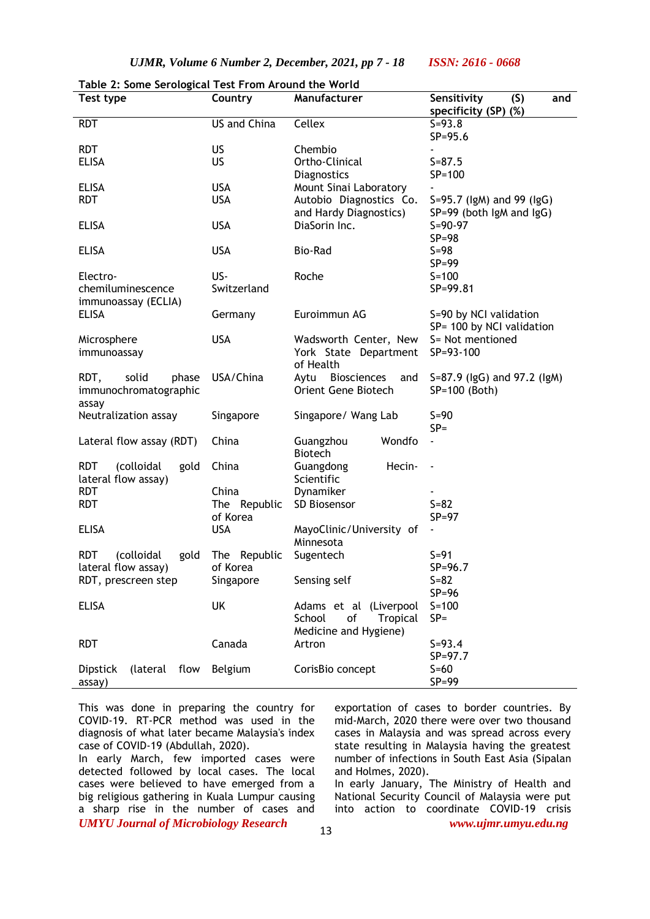Table 2: Some Serological Test From Around the World

| Test type | Country | Manufacturer | Sensitivity (S) and specificity (SP) (%) |
|---|---|---|---|
| RDT | US and China | Cellex | S=93.8 SP=95.6 |
| RDT | US | Chembio | - |
| ELISA | US | Ortho-Clinical Diagnostics | S=87.5 SP=100 |
| ELISA | USA | Mount Sinai Laboratory | - |
| RDT | USA | Autobio Diagnostics Co. and Hardy Diagnostics) | S=95.7 (IgM) and 99 (IgG) SP=99 (both IgM and IgG) |
| ELISA | USA | DiaSorin Inc. | S=90-97 SP=98 |
| ELISA | USA | Bio-Rad | S=98 SP=99 |
| Electro-chemiluminescence immunoassay (ECLIA) | US-Switzerland | Roche | S=100 SP=99.81 |
| ELISA | Germany | Euroimmun AG | S=90 by NCI validation SP= 100 by NCI validation |
| Microsphere immunoassay | USA | Wadsworth Center, New York State Department of Health | S= Not mentioned SP=93-100 |
| RDT, solid phase immunochromatographic assay | USA/China | Aytu Biosciences and Orient Gene Biotech | S=87.9 (IgG) and 97.2 (IgM) SP=100 (Both) |
| Neutralization assay | Singapore | Singapore/ Wang Lab | S=90 SP= |
| Lateral flow assay (RDT) | China | Guangzhou Wondfo Biotech | - |
| RDT (colloidal gold lateral flow assay) | China | Guangdong Hecin-Scientific | - |
| RDT | China | Dynamiker | - |
| RDT | The Republic of Korea | SD Biosensor | S=82 SP=97 |
| ELISA | USA | MayoClinic/University of Minnesota | - |
| RDT (colloidal gold lateral flow assay) | The Republic of Korea | Sugentech | S=91 SP=96.7 |
| RDT, prescreen step | Singapore | Sensing self | S=82 SP=96 |
| ELISA | UK | Adams et al (Liverpool School of Tropical Medicine and Hygiene) | S=100 SP= |
| RDT | Canada | Artron | S=93.4 SP=97.7 |
| Dipstick (lateral flow assay) | Belgium | CorisBio concept | S=60 SP=99 |

This was done in preparing the country for COVID-19. RT-PCR method was used in the diagnosis of what later became Malaysia's index case of COVID-19 (Abdullah, 2020).

In early March, few imported cases were detected followed by local cases. The local cases were believed to have emerged from a big religious gathering in Kuala Lumpur causing a sharp rise in the number of cases and exportation of cases to border countries. By mid-March, 2020 there were over two thousand cases in Malaysia and was spread across every state resulting in Malaysia having the greatest number of infections in South East Asia (Sipalan and Holmes, 2020).

In early January, The Ministry of Health and National Security Council of Malaysia were put into action to coordinate COVID-19 crisis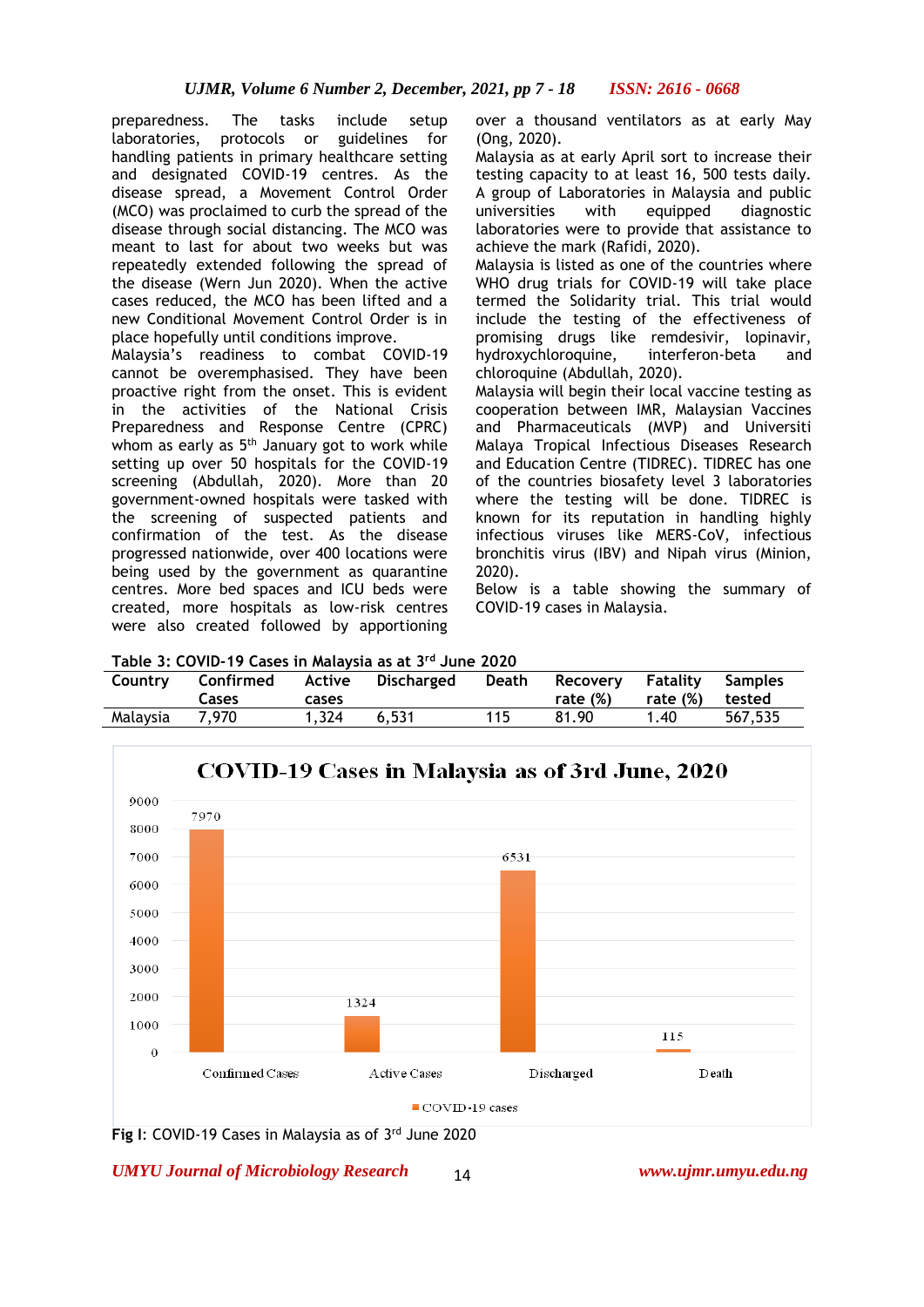preparedness. The tasks include setup laboratories, protocols or guidelines for handling patients in primary healthcare setting and designated COVID-19 centres. As the disease spread, a Movement Control Order (MCO) was proclaimed to curb the spread of the disease through social distancing. The MCO was meant to last for about two weeks but was repeatedly extended following the spread of the disease (Wern Jun 2020). When the active cases reduced, the MCO has been lifted and a new Conditional Movement Control Order is in place hopefully until conditions improve.

Malaysia's readiness to combat COVID-19 cannot be overemphasised. They have been proactive right from the onset. This is evident in the activities of the National Crisis Preparedness and Response Centre (CPRC) whom as early as 5th January got to work while setting up over 50 hospitals for the COVID-19 screening (Abdullah, 2020). More than 20 government-owned hospitals were tasked with the screening of suspected patients and confirmation of the test. As the disease progressed nationwide, over 400 locations were being used by the government as quarantine centres. More bed spaces and ICU beds were created, more hospitals as low-risk centres were also created followed by apportioning over a thousand ventilators as at early May (Ong, 2020).

Malaysia as at early April sort to increase their testing capacity to at least 16, 500 tests daily. A group of Laboratories in Malaysia and public universities with equipped diagnostic laboratories were to provide that assistance to achieve the mark (Rafidi, 2020).

Malaysia is listed as one of the countries where WHO drug trials for COVID-19 will take place termed the Solidarity trial. This trial would include the testing of the effectiveness of promising drugs like remdesivir, lopinavir, hydroxychloroquine, interferon-beta and chloroquine (Abdullah, 2020).

Malaysia will begin their local vaccine testing as cooperation between IMR, Malaysian Vaccines and Pharmaceuticals (MVP) and Universiti Malaya Tropical Infectious Diseases Research and Education Centre (TIDREC). TIDREC has one of the countries biosafety level 3 laboratories where the testing will be done. TIDREC is known for its reputation in handling highly infectious viruses like MERS-CoV, infectious bronchitis virus (IBV) and Nipah virus (Minion, 2020).

Below is a table showing the summary of COVID-19 cases in Malaysia.

**Table 3: COVID-19 Cases in Malaysia as at 3rd June 2020**

| Country | Confirmed Cases | Active cases | Discharged | Death | Recovery rate (%) | Fatality rate (%) | Samples tested |
|---|---|---|---|---|---|---|---|
| Malaysia | 7,970 | 1,324 | 6,531 | 115 | 81.90 | 1.40 | 567,535 |

**Fig I**: COVID-19 Cases in Malaysia as of 3rd June 2020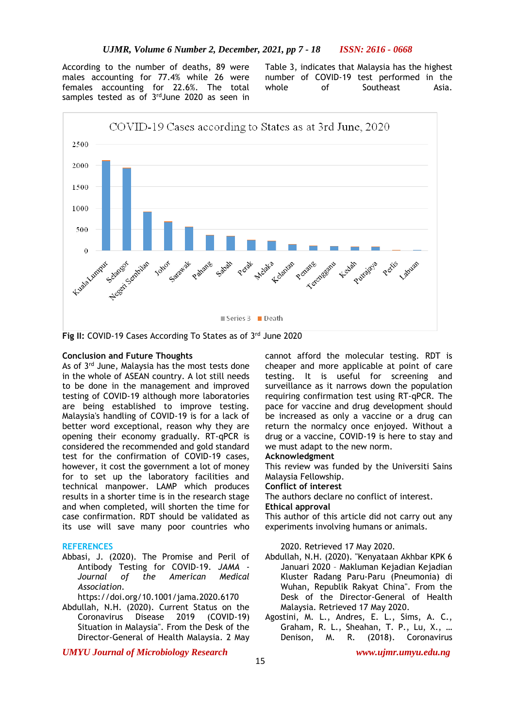According to the number of deaths, 89 were males accounting for 77.4% while 26 were females accounting for 22.6%. The total samples tested as of 3rd June 2020 as seen in Table 3, indicates that Malaysia has the highest number of COVID-19 test performed in the whole of Southeast Asia.

**Fig II:** COVID-19 Cases According To States as of 3rd June 2020

## Conclusion and Future Thoughts

As of 3rd June, Malaysia has the most tests done in the whole of ASEAN country. A lot still needs to be done in the management and improved testing of COVID-19 although more laboratories are being established to improve testing. Malaysia's handling of COVID-19 is for a lack of better word exceptional, reason why they are opening their economy gradually. RT-qPCR is considered the recommended and gold standard test for the confirmation of COVID-19 cases, however, it cost the government a lot of money for to set up the laboratory facilities and technical manpower. LAMP which produces results in a shorter time is in the research stage and when completed, will shorten the time for case confirmation. RDT should be validated as its use will save many poor countries who cannot afford the molecular testing. RDT is cheaper and more applicable at point of care testing. It is useful for screening and surveillance as it narrows down the population requiring confirmation test using RT-qPCR. The pace for vaccine and drug development should be increased as only a vaccine or a drug can return the normalcy once enjoyed. Without a drug or a vaccine, COVID-19 is here to stay and we must adapt to the new norm.

**Acknowledgment**

This review was funded by the Universiti Sains Malaysia Fellowship.

**Conflict of interest**

The authors declare no conflict of interest.

**Ethical approval**

This author of this article did not carry out any experiments involving humans or animals.

## REFERENCES

Abbasi, J. (2020). The Promise and Peril of Antibody Testing for COVID-19. *JAMA - Journal of the American Medical Association*. https://doi.org/10.1001/jama.2020.6170

Abdullah, N.H. (2020). Current Status on the Coronavirus Disease 2019 (COVID-19) Situation in Malaysia". From the Desk of the Director-General of Health Malaysia. 2 May 2020. Retrieved 17 May 2020.

Abdullah, N.H. (2020). "Kenyataan Akhbar KPK 6 Januari 2020 – Makluman Kejadian Kejadian Kluster Radang Paru-Paru (Pneumonia) di Wuhan, Republik Rakyat China". From the Desk of the Director-General of Health Malaysia. Retrieved 17 May 2020.

Agostini, M. L., Andres, E. L., Sims, A. C., Graham, R. L., Sheahan, T. P., Lu, X., … Denison, M. R. (2018). Coronavirus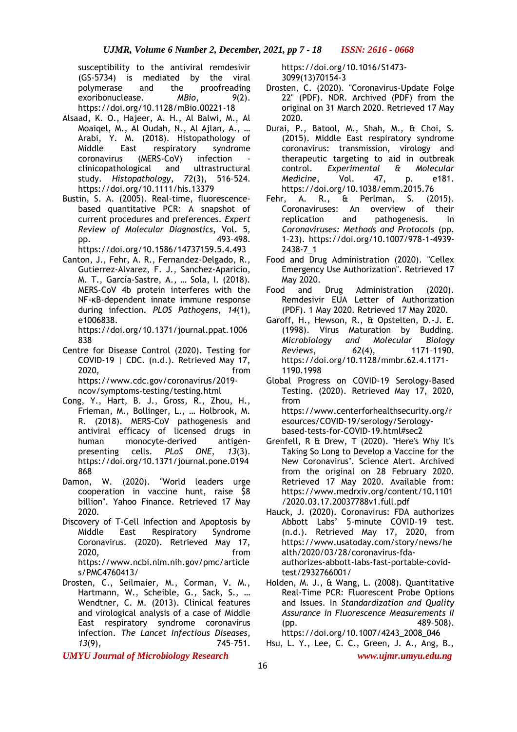susceptibility to the antiviral remdesivir (GS-5734) is mediated by the viral polymerase and the proofreading exoribonuclease. *MBio*, *9*(2). https://doi.org/10.1128/mBio.00221-18

Alsaad, K. O., Hajeer, A. H., Al Balwi, M., Al Moaiqel, M., Al Oudah, N., Al Ajlan, A., … Arabi, Y. M. (2018). Histopathology of Middle East respiratory syndrome coronavirus (MERS-CoV) infection - clinicopathological and ultrastructural study. *Histopathology*, *72*(3), 516–524. https://doi.org/10.1111/his.13379

Bustin, S. A. (2005). Real-time, fluorescence-based quantitative PCR: A snapshot of current procedures and preferences. *Expert Review of Molecular Diagnostics*, Vol. 5, pp. 493–498. https://doi.org/10.1586/14737159.5.4.493

Canton, J., Fehr, A. R., Fernandez-Delgado, R., Gutierrez-Alvarez, F. J., Sanchez-Aparicio, M. T., García-Sastre, A., … Sola, I. (2018). MERS-CoV 4b protein interferes with the NF-κB-dependent innate immune response during infection. *PLOS Pathogens*, *14*(1), e1006838. https://doi.org/10.1371/journal.ppat.1006838

Centre for Disease Control (2020). Testing for COVID-19 | CDC. (n.d.). Retrieved May 17, 2020, from https://www.cdc.gov/coronavirus/2019-ncov/symptoms-testing/testing.html

Cong, Y., Hart, B. J., Gross, R., Zhou, H., Frieman, M., Bollinger, L., … Holbrook, M. R. (2018). MERS-CoV pathogenesis and antiviral efficacy of licensed drugs in human monocyte-derived antigen-presenting cells. *PLoS ONE*, *13*(3). https://doi.org/10.1371/journal.pone.0194868

Damon, W. (2020). "World leaders urge cooperation in vaccine hunt, raise $8 billion". Yahoo Finance. Retrieved 17 May 2020.

Discovery of T-Cell Infection and Apoptosis by Middle East Respiratory Syndrome Coronavirus. (2020). Retrieved May 17, 2020, from https://www.ncbi.nlm.nih.gov/pmc/articles/PMC4760413/

Drosten, C., Seilmaier, M., Corman, V. M., Hartmann, W., Scheible, G., Sack, S., … Wendtner, C. M. (2013). Clinical features and virological analysis of a case of Middle East respiratory syndrome coronavirus infection. *The Lancet Infectious Diseases*, *13*(9), 745–751. https://doi.org/10.1016/S1473-3099(13)70154-3

Drosten, C. (2020). "Coronavirus-Update Folge 22" (PDF). NDR. Archived (PDF) from the original on 31 March 2020. Retrieved 17 May 2020.

Durai, P., Batool, M., Shah, M., & Choi, S. (2015). Middle East respiratory syndrome coronavirus: transmission, virology and therapeutic targeting to aid in outbreak control. *Experimental & Molecular Medicine*, Vol. 47, p. e181. https://doi.org/10.1038/emm.2015.76

Fehr, A. R., & Perlman, S. (2015). Coronaviruses: An overview of their replication and pathogenesis. In *Coronaviruses: Methods and Protocols* (pp. 1–23). https://doi.org/10.1007/978-1-4939-2438-7_1

Food and Drug Administration (2020). "Cellex Emergency Use Authorization". Retrieved 17 May 2020.

Food and Drug Administration (2020). Remdesivir EUA Letter of Authorization (PDF). 1 May 2020. Retrieved 17 May 2020.

Garoff, H., Hewson, R., & Opstelten, D.-J. E. (1998). Virus Maturation by Budding. *Microbiology and Molecular Biology Reviews*, *62*(4), 1171–1190. https://doi.org/10.1128/mmbr.62.4.1171-1190.1998

Global Progress on COVID-19 Serology-Based Testing. (2020). Retrieved May 17, 2020, from https://www.centerforhealthsecurity.org/resources/COVID-19/serology/Serology-based-tests-for-COVID-19.html#sec2

Grenfell, R & Drew, T (2020). "Here's Why It's Taking So Long to Develop a Vaccine for the New Coronavirus". Science Alert. Archived from the original on 28 February 2020. Retrieved 17 May 2020. Available from: https://www.medrxiv.org/content/10.1101/2020.03.17.20037788v1.full.pdf

Hauck, J. (2020). Coronavirus: FDA authorizes Abbott Labs' 5-minute COVID-19 test. (n.d.). Retrieved May 17, 2020, from https://www.usatoday.com/story/news/health/2020/03/28/coronavirus-fda-authorizes-abbott-labs-fast-portable-covid-test/2932766001/

Holden, M. J., & Wang, L. (2008). Quantitative Real-Time PCR: Fluorescent Probe Options and Issues. In *Standardization and Quality Assurance in Fluorescence Measurements II* (pp. 489–508). https://doi.org/10.1007/4243_2008_046

Hsu, L. Y., Lee, C. C., Green, J. A., Ang, B.,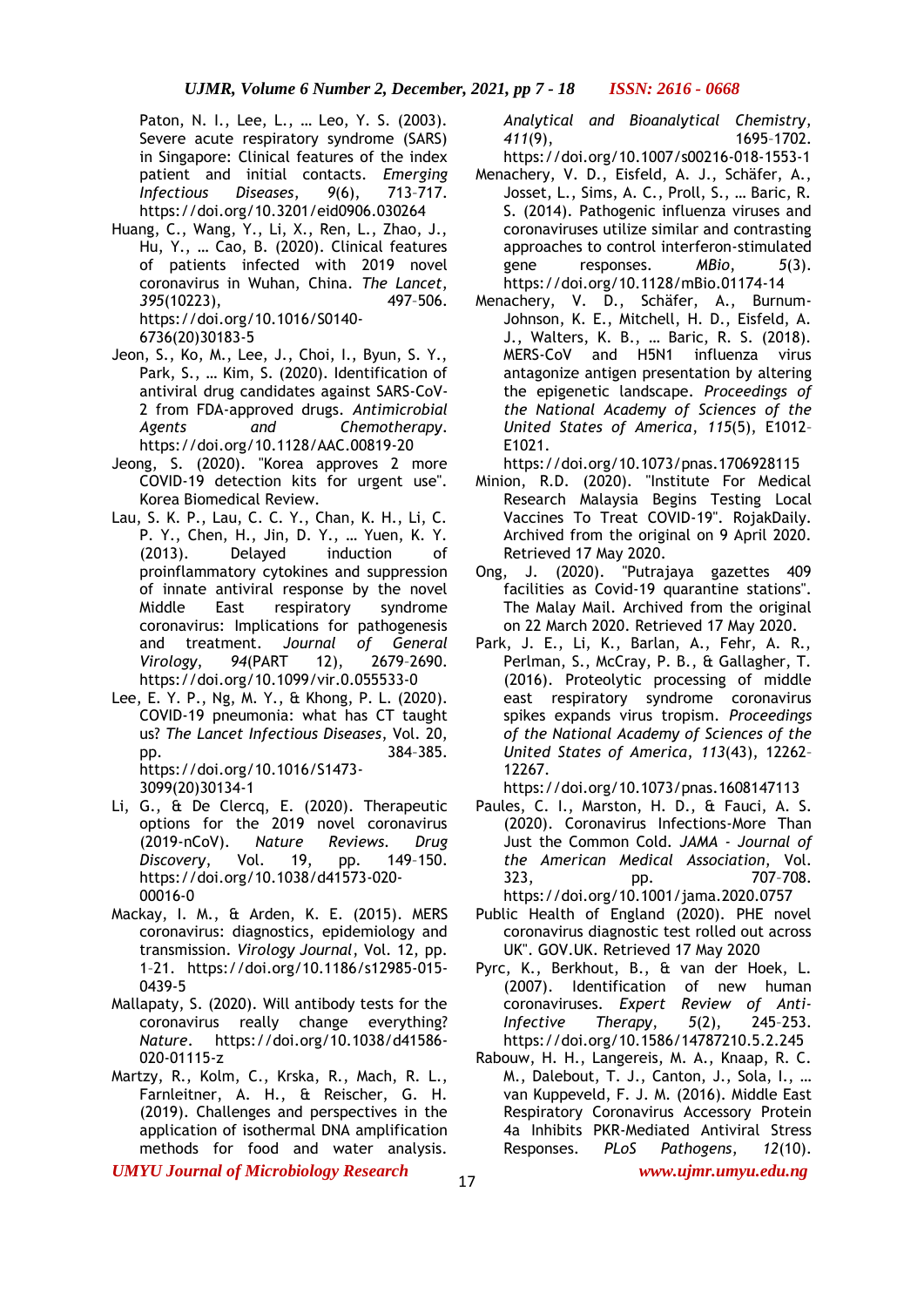Paton, N. I., Lee, L., … Leo, Y. S. (2003). Severe acute respiratory syndrome (SARS) in Singapore: Clinical features of the index patient and initial contacts. *Emerging Infectious Diseases*, *9*(6), 713–717. https://doi.org/10.3201/eid0906.030264

Huang, C., Wang, Y., Li, X., Ren, L., Zhao, J., Hu, Y., … Cao, B. (2020). Clinical features of patients infected with 2019 novel coronavirus in Wuhan, China. *The Lancet*, *395*(10223), 497–506. https://doi.org/10.1016/S0140-6736(20)30183-5

Jeon, S., Ko, M., Lee, J., Choi, I., Byun, S. Y., Park, S., … Kim, S. (2020). Identification of antiviral drug candidates against SARS-CoV-2 from FDA-approved drugs. *Antimicrobial Agents and Chemotherapy*. https://doi.org/10.1128/AAC.00819-20

Jeong, S. (2020). "Korea approves 2 more COVID-19 detection kits for urgent use". Korea Biomedical Review.

Lau, S. K. P., Lau, C. C. Y., Chan, K. H., Li, C. P. Y., Chen, H., Jin, D. Y., … Yuen, K. Y. (2013). Delayed induction of proinflammatory cytokines and suppression of innate antiviral response by the novel Middle East respiratory syndrome coronavirus: Implications for pathogenesis and treatment. *Journal of General Virology*, *94*(PART 12), 2679–2690. https://doi.org/10.1099/vir.0.055533-0

Lee, E. Y. P., Ng, M. Y., & Khong, P. L. (2020). COVID-19 pneumonia: what has CT taught us? *The Lancet Infectious Diseases*, Vol. 20, pp. 384–385. https://doi.org/10.1016/S1473-3099(20)30134-1

Li, G., & De Clercq, E. (2020). Therapeutic options for the 2019 novel coronavirus (2019-nCoV). *Nature Reviews. Drug Discovery*, Vol. 19, pp. 149–150. https://doi.org/10.1038/d41573-020-00016-0

Mackay, I. M., & Arden, K. E. (2015). MERS coronavirus: diagnostics, epidemiology and transmission. *Virology Journal*, Vol. 12, pp. 1–21. https://doi.org/10.1186/s12985-015-0439-5

Mallapaty, S. (2020). Will antibody tests for the coronavirus really change everything? *Nature*. https://doi.org/10.1038/d41586-020-01115-z

Martzy, R., Kolm, C., Krska, R., Mach, R. L., Farnleitner, A. H., & Reischer, G. H. (2019). Challenges and perspectives in the application of isothermal DNA amplification methods for food and water analysis. *Analytical and Bioanalytical Chemistry*, *411*(9), 1695–1702. https://doi.org/10.1007/s00216-018-1553-1

Menachery, V. D., Eisfeld, A. J., Schäfer, A., Josset, L., Sims, A. C., Proll, S., … Baric, R. S. (2014). Pathogenic influenza viruses and coronaviruses utilize similar and contrasting approaches to control interferon-stimulated gene responses. *MBio*, *5*(3). https://doi.org/10.1128/mBio.01174-14

Menachery, V. D., Schäfer, A., Burnum-Johnson, K. E., Mitchell, H. D., Eisfeld, A. J., Walters, K. B., … Baric, R. S. (2018). MERS-CoV and H5N1 influenza virus antagonize antigen presentation by altering the epigenetic landscape. *Proceedings of the National Academy of Sciences of the United States of America*, *115*(5), E1012–E1021. https://doi.org/10.1073/pnas.1706928115

Minion, R.D. (2020). "Institute For Medical Research Malaysia Begins Testing Local Vaccines To Treat COVID-19". RojakDaily. Archived from the original on 9 April 2020. Retrieved 17 May 2020.

Ong, J. (2020). "Putrajaya gazettes 409 facilities as Covid-19 quarantine stations". The Malay Mail. Archived from the original on 22 March 2020. Retrieved 17 May 2020.

Park, J. E., Li, K., Barlan, A., Fehr, A. R., Perlman, S., McCray, P. B., & Gallagher, T. (2016). Proteolytic processing of middle east respiratory syndrome coronavirus spikes expands virus tropism. *Proceedings of the National Academy of Sciences of the United States of America*, *113*(43), 12262–12267. https://doi.org/10.1073/pnas.1608147113

Paules, C. I., Marston, H. D., & Fauci, A. S. (2020). Coronavirus Infections-More Than Just the Common Cold. *JAMA - Journal of the American Medical Association*, Vol. 323, pp. 707–708. https://doi.org/10.1001/jama.2020.0757

Public Health of England (2020). PHE novel coronavirus diagnostic test rolled out across UK". GOV.UK. Retrieved 17 May 2020

Pyrc, K., Berkhout, B., & van der Hoek, L. (2007). Identification of new human coronaviruses. *Expert Review of Anti-Infective Therapy*, *5*(2), 245–253. https://doi.org/10.1586/14787210.5.2.245

Rabouw, H. H., Langereis, M. A., Knaap, R. C. M., Dalebout, T. J., Canton, J., Sola, I., … van Kuppeveld, F. J. M. (2016). Middle East Respiratory Coronavirus Accessory Protein 4a Inhibits PKR-Mediated Antiviral Stress Responses. *PLoS Pathogens*, *12*(10).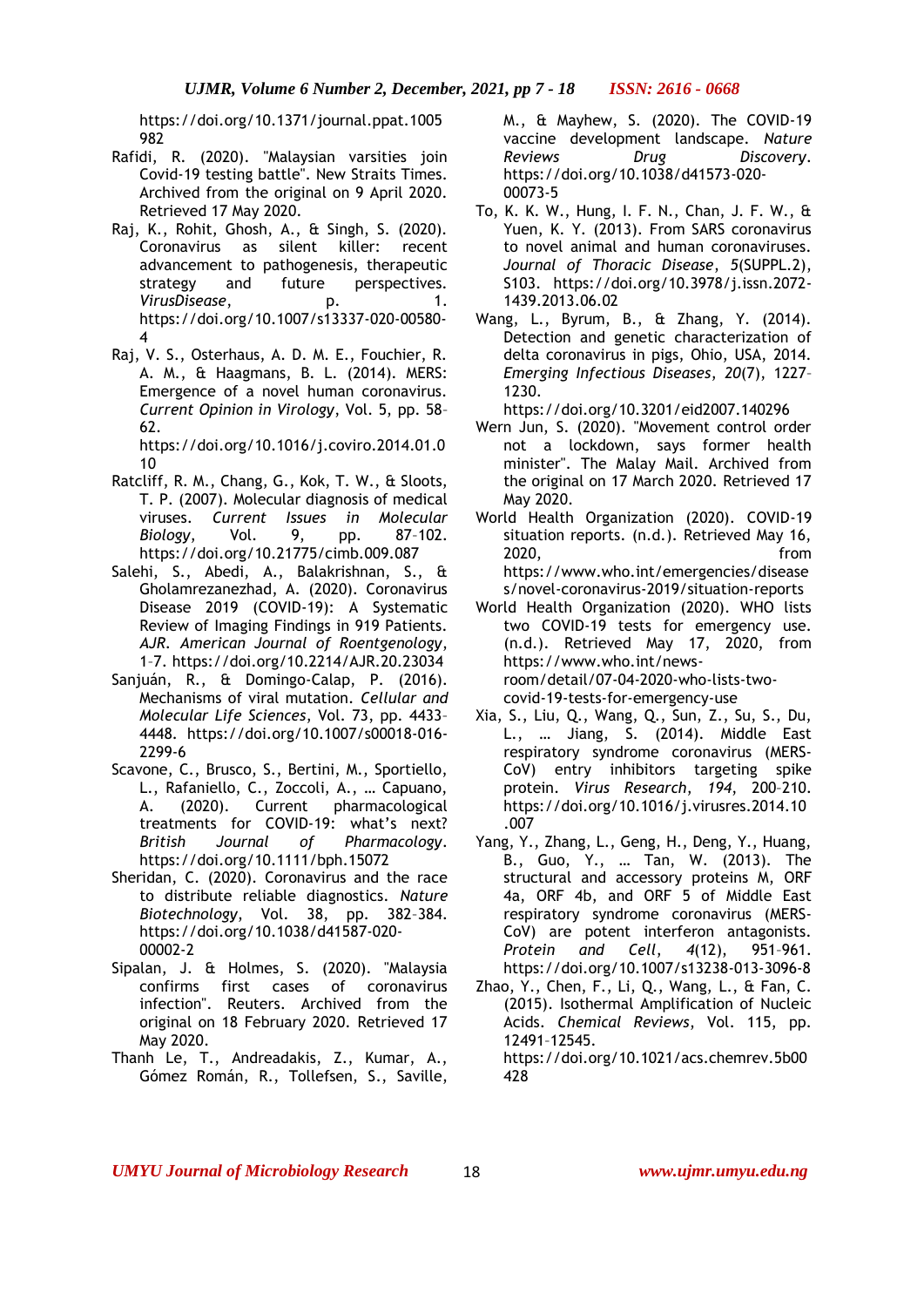https://doi.org/10.1371/journal.ppat.1005982

Rafidi, R. (2020). "Malaysian varsities join Covid-19 testing battle". New Straits Times. Archived from the original on 9 April 2020. Retrieved 17 May 2020.

Raj, K., Rohit, Ghosh, A., & Singh, S. (2020). Coronavirus as silent killer: recent advancement to pathogenesis, therapeutic strategy and future perspectives. *VirusDisease*, p. 1. https://doi.org/10.1007/s13337-020-00580-4

Raj, V. S., Osterhaus, A. D. M. E., Fouchier, R. A. M., & Haagmans, B. L. (2014). MERS: Emergence of a novel human coronavirus. *Current Opinion in Virology*, Vol. 5, pp. 58–62. https://doi.org/10.1016/j.coviro.2014.01.010

Ratcliff, R. M., Chang, G., Kok, T. W., & Sloots, T. P. (2007). Molecular diagnosis of medical viruses. *Current Issues in Molecular Biology*, Vol. 9, pp. 87–102. https://doi.org/10.21775/cimb.009.087

Salehi, S., Abedi, A., Balakrishnan, S., & Gholamrezanezhad, A. (2020). Coronavirus Disease 2019 (COVID-19): A Systematic Review of Imaging Findings in 919 Patients. *AJR. American Journal of Roentgenology*, 1–7. https://doi.org/10.2214/AJR.20.23034

Sanjuán, R., & Domingo-Calap, P. (2016). Mechanisms of viral mutation. *Cellular and Molecular Life Sciences*, Vol. 73, pp. 4433–4448. https://doi.org/10.1007/s00018-016-2299-6

Scavone, C., Brusco, S., Bertini, M., Sportiello, L., Rafaniello, C., Zoccoli, A., … Capuano, A. (2020). Current pharmacological treatments for COVID-19: what's next? *British Journal of Pharmacology*. https://doi.org/10.1111/bph.15072

Sheridan, C. (2020). Coronavirus and the race to distribute reliable diagnostics. *Nature Biotechnology*, Vol. 38, pp. 382–384. https://doi.org/10.1038/d41587-020-00002-2

Sipalan, J. & Holmes, S. (2020). "Malaysia confirms first cases of coronavirus infection". Reuters. Archived from the original on 18 February 2020. Retrieved 17 May 2020.

Thanh Le, T., Andreadakis, Z., Kumar, A., Gómez Román, R., Tollefsen, S., Saville, M., & Mayhew, S. (2020). The COVID-19 vaccine development landscape. *Nature Reviews Drug Discovery*. https://doi.org/10.1038/d41573-020-00073-5

To, K. K. W., Hung, I. F. N., Chan, J. F. W., & Yuen, K. Y. (2013). From SARS coronavirus to novel animal and human coronaviruses. *Journal of Thoracic Disease*, *5*(SUPPL.2), S103. https://doi.org/10.3978/j.issn.2072-1439.2013.06.02

Wang, L., Byrum, B., & Zhang, Y. (2014). Detection and genetic characterization of delta coronavirus in pigs, Ohio, USA, 2014. *Emerging Infectious Diseases*, *20*(7), 1227–1230. https://doi.org/10.3201/eid2007.140296

Wern Jun, S. (2020). "Movement control order not a lockdown, says former health minister". The Malay Mail. Archived from the original on 17 March 2020. Retrieved 17 May 2020.

World Health Organization (2020). COVID-19 situation reports. (n.d.). Retrieved May 16, 2020, from https://www.who.int/emergencies/diseases/novel-coronavirus-2019/situation-reports

World Health Organization (2020). WHO lists two COVID-19 tests for emergency use. (n.d.). Retrieved May 17, 2020, from https://www.who.int/news-room/detail/07-04-2020-who-lists-two-covid-19-tests-for-emergency-use

Xia, S., Liu, Q., Wang, Q., Sun, Z., Su, S., Du, L., … Jiang, S. (2014). Middle East respiratory syndrome coronavirus (MERS-CoV) entry inhibitors targeting spike protein. *Virus Research*, *194*, 200–210. https://doi.org/10.1016/j.virusres.2014.10.007

Yang, Y., Zhang, L., Geng, H., Deng, Y., Huang, B., Guo, Y., … Tan, W. (2013). The structural and accessory proteins M, ORF 4a, ORF 4b, and ORF 5 of Middle East respiratory syndrome coronavirus (MERS-CoV) are potent interferon antagonists. *Protein and Cell*, *4*(12), 951–961. https://doi.org/10.1007/s13238-013-3096-8

Zhao, Y., Chen, F., Li, Q., Wang, L., & Fan, C. (2015). Isothermal Amplification of Nucleic Acids. *Chemical Reviews*, Vol. 115, pp. 12491–12545. https://doi.org/10.1021/acs.chemrev.5b00428